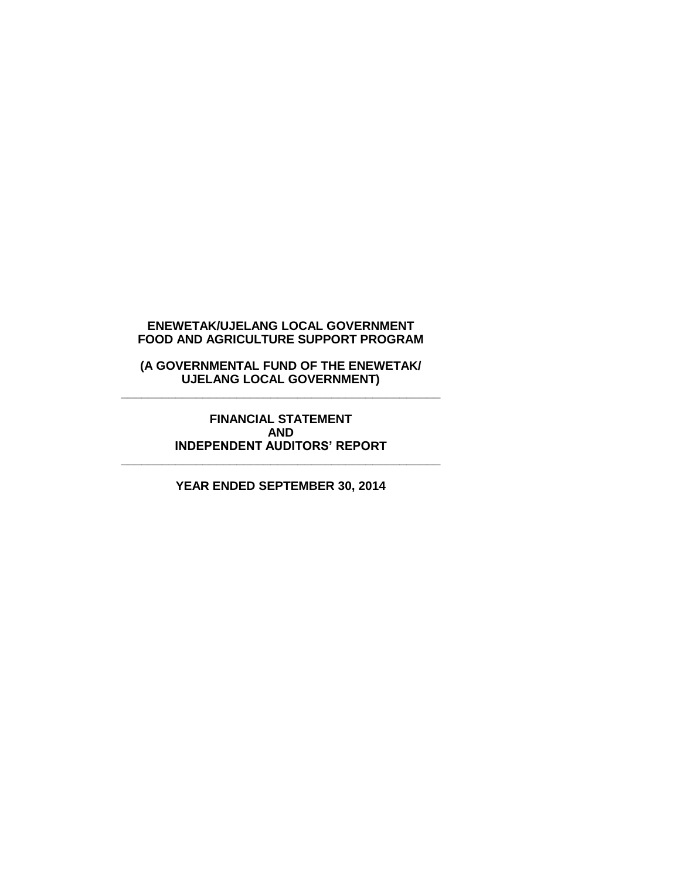# ENEWETAK/UJELANG LOCAL GOVERNMENT FOOD AND AGRICULTURE SUPPORT PROGRAM

**(A GOVERNMENTAL FUND OF THE ENEWETAK/ UJELANG LOCAL GOVERNMENT)**

---

## FINANCIAL STATEMENT AND INDEPENDENT AUDITORS' REPORT

---

**YEAR ENDED SEPTEMBER 30, 2014**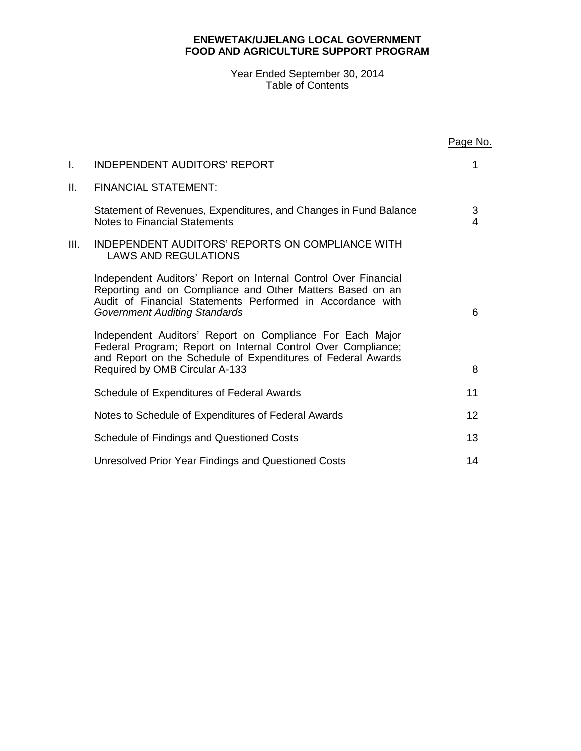**ENEWETAK/UJELANG LOCAL GOVERNMENT**
**FOOD AND AGRICULTURE SUPPORT PROGRAM**

Year Ended September 30, 2014
Table of Contents

| | | Page No. |
|---|---|---|
| I. | INDEPENDENT AUDITORS' REPORT | 1 |
| II. | FINANCIAL STATEMENT: | |
| | Statement of Revenues, Expenditures, and Changes in Fund Balance | 3 |
| | Notes to Financial Statements | 4 |
| III. | INDEPENDENT AUDITORS' REPORTS ON COMPLIANCE WITH LAWS AND REGULATIONS | |
| | Independent Auditors' Report on Internal Control Over Financial Reporting and on Compliance and Other Matters Based on an Audit of Financial Statements Performed in Accordance with *Government Auditing Standards* | 6 |
| | Independent Auditors' Report on Compliance For Each Major Federal Program; Report on Internal Control Over Compliance; and Report on the Schedule of Expenditures of Federal Awards Required by OMB Circular A-133 | 8 |
| | Schedule of Expenditures of Federal Awards | 11 |
| | Notes to Schedule of Expenditures of Federal Awards | 12 |
| | Schedule of Findings and Questioned Costs | 13 |
| | Unresolved Prior Year Findings and Questioned Costs | 14 |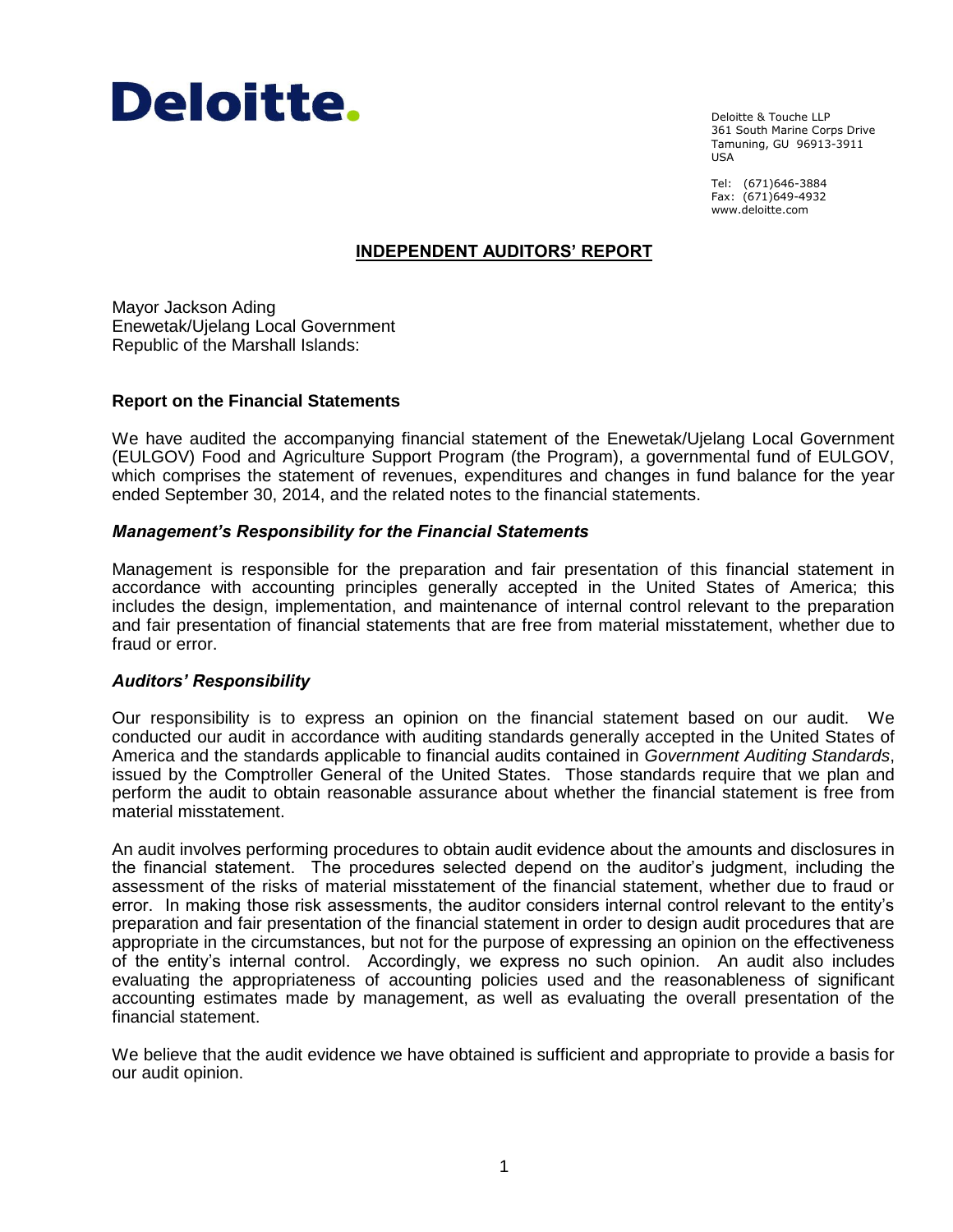Deloitte.

Deloitte & Touche LLP
361 South Marine Corps Drive
Tamuning, GU 96913-3911
USA

Tel: (671)646-3884
Fax: (671)649-4932
www.deloitte.com

## INDEPENDENT AUDITORS' REPORT

Mayor Jackson Ading
Enewetak/Ujelang Local Government
Republic of the Marshall Islands:

### Report on the Financial Statements

We have audited the accompanying financial statement of the Enewetak/Ujelang Local Government (EULGOV) Food and Agriculture Support Program (the Program), a governmental fund of EULGOV, which comprises the statement of revenues, expenditures and changes in fund balance for the year ended September 30, 2014, and the related notes to the financial statements.

### *Management's Responsibility for the Financial Statements*

Management is responsible for the preparation and fair presentation of this financial statement in accordance with accounting principles generally accepted in the United States of America; this includes the design, implementation, and maintenance of internal control relevant to the preparation and fair presentation of financial statements that are free from material misstatement, whether due to fraud or error.

### *Auditors' Responsibility*

Our responsibility is to express an opinion on the financial statement based on our audit. We conducted our audit in accordance with auditing standards generally accepted in the United States of America and the standards applicable to financial audits contained in *Government Auditing Standards*, issued by the Comptroller General of the United States. Those standards require that we plan and perform the audit to obtain reasonable assurance about whether the financial statement is free from material misstatement.

An audit involves performing procedures to obtain audit evidence about the amounts and disclosures in the financial statement. The procedures selected depend on the auditor's judgment, including the assessment of the risks of material misstatement of the financial statement, whether due to fraud or error. In making those risk assessments, the auditor considers internal control relevant to the entity's preparation and fair presentation of the financial statement in order to design audit procedures that are appropriate in the circumstances, but not for the purpose of expressing an opinion on the effectiveness of the entity's internal control. Accordingly, we express no such opinion. An audit also includes evaluating the appropriateness of accounting policies used and the reasonableness of significant accounting estimates made by management, as well as evaluating the overall presentation of the financial statement.

We believe that the audit evidence we have obtained is sufficient and appropriate to provide a basis for our audit opinion.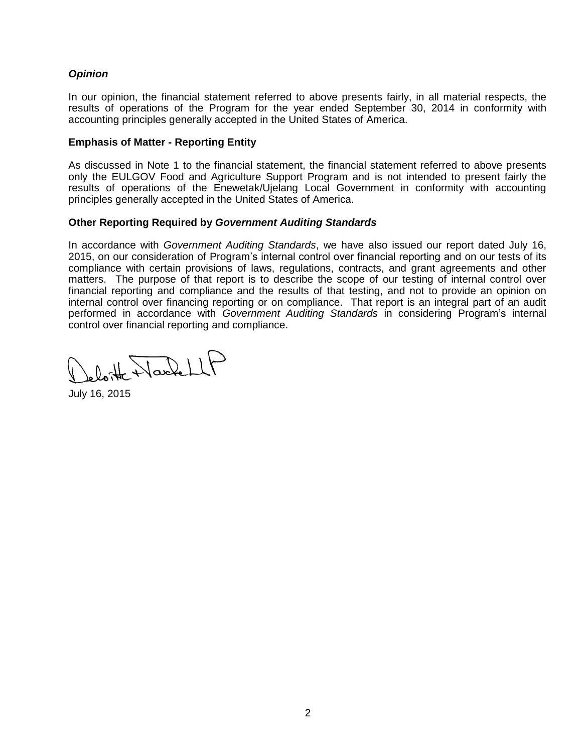***Opinion***

In our opinion, the financial statement referred to above presents fairly, in all material respects, the results of operations of the Program for the year ended September 30, 2014 in conformity with accounting principles generally accepted in the United States of America.

**Emphasis of Matter - Reporting Entity**

As discussed in Note 1 to the financial statement, the financial statement referred to above presents only the EULGOV Food and Agriculture Support Program and is not intended to present fairly the results of operations of the Enewetak/Ujelang Local Government in conformity with accounting principles generally accepted in the United States of America.

**Other Reporting Required by *Government Auditing Standards***

In accordance with *Government Auditing Standards*, we have also issued our report dated July 16, 2015, on our consideration of Program's internal control over financial reporting and on our tests of its compliance with certain provisions of laws, regulations, contracts, and grant agreements and other matters. The purpose of that report is to describe the scope of our testing of internal control over financial reporting and compliance and the results of that testing, and not to provide an opinion on internal control over financing reporting or on compliance. That report is an integral part of an audit performed in accordance with *Government Auditing Standards* in considering Program's internal control over financial reporting and compliance.

Deloitte + Touche LLP

July 16, 2015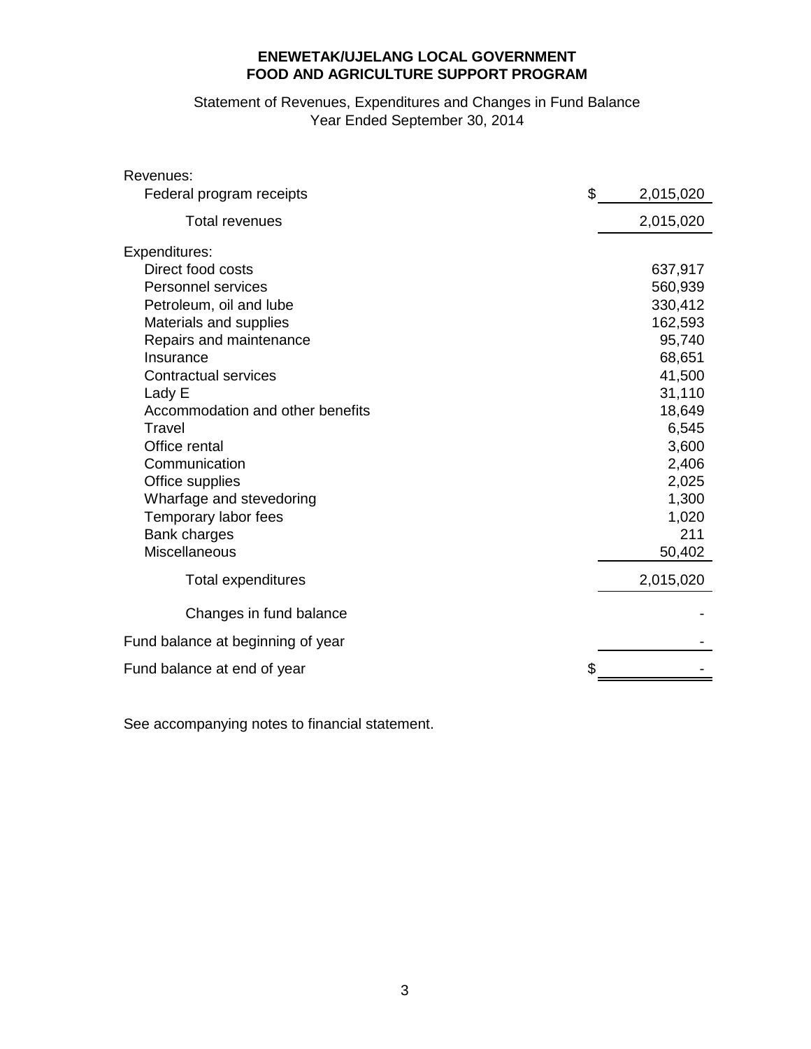**ENEWETAK/UJELANG LOCAL GOVERNMENT**
**FOOD AND AGRICULTURE SUPPORT PROGRAM**

Statement of Revenues, Expenditures and Changes in Fund Balance
Year Ended September 30, 2014

| | |
|---|---|
| Revenues: | |
| Federal program receipts | $ 2,015,020 |
| Total revenues | 2,015,020 |
| Expenditures: | |
| Direct food costs | 637,917 |
| Personnel services | 560,939 |
| Petroleum, oil and lube | 330,412 |
| Materials and supplies | 162,593 |
| Repairs and maintenance | 95,740 |
| Insurance | 68,651 |
| Contractual services | 41,500 |
| Lady E | 31,110 |
| Accommodation and other benefits | 18,649 |
| Travel | 6,545 |
| Office rental | 3,600 |
| Communication | 2,406 |
| Office supplies | 2,025 |
| Wharfage and stevedoring | 1,300 |
| Temporary labor fees | 1,020 |
| Bank charges | 211 |
| Miscellaneous | 50,402 |
| Total expenditures | 2,015,020 |
| Changes in fund balance | - |
| Fund balance at beginning of year | - |
| Fund balance at end of year | $ - |

See accompanying notes to financial statement.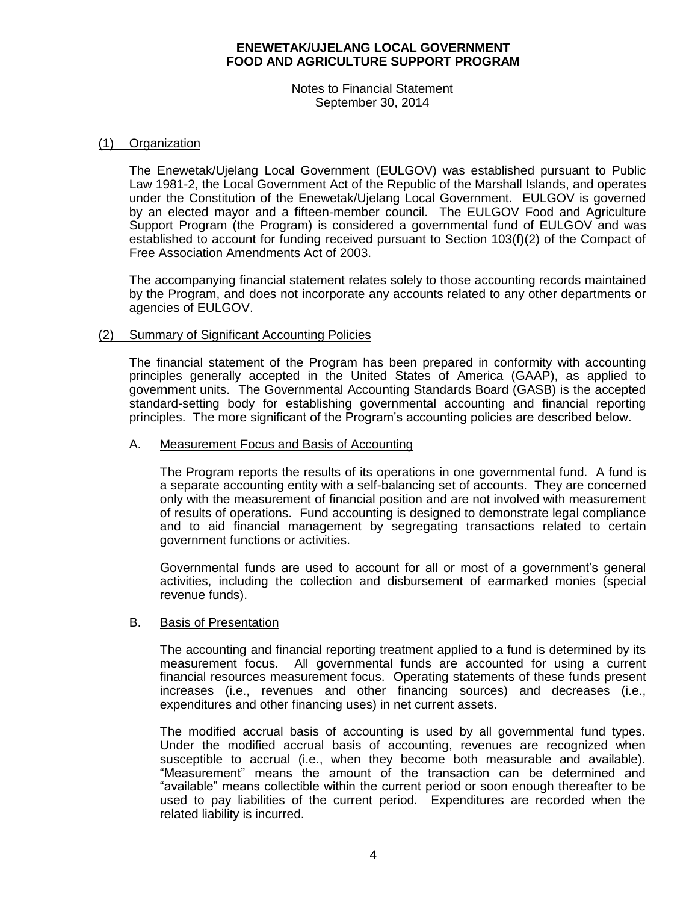**ENEWETAK/UJELANG LOCAL GOVERNMENT**
**FOOD AND AGRICULTURE SUPPORT PROGRAM**

Notes to Financial Statement
September 30, 2014

## (1) Organization

The Enewetak/Ujelang Local Government (EULGOV) was established pursuant to Public Law 1981-2, the Local Government Act of the Republic of the Marshall Islands, and operates under the Constitution of the Enewetak/Ujelang Local Government. EULGOV is governed by an elected mayor and a fifteen-member council. The EULGOV Food and Agriculture Support Program (the Program) is considered a governmental fund of EULGOV and was established to account for funding received pursuant to Section 103(f)(2) of the Compact of Free Association Amendments Act of 2003.

The accompanying financial statement relates solely to those accounting records maintained by the Program, and does not incorporate any accounts related to any other departments or agencies of EULGOV.

## (2) Summary of Significant Accounting Policies

The financial statement of the Program has been prepared in conformity with accounting principles generally accepted in the United States of America (GAAP), as applied to government units. The Governmental Accounting Standards Board (GASB) is the accepted standard-setting body for establishing governmental accounting and financial reporting principles. The more significant of the Program's accounting policies are described below.

### A. Measurement Focus and Basis of Accounting

The Program reports the results of its operations in one governmental fund. A fund is a separate accounting entity with a self-balancing set of accounts. They are concerned only with the measurement of financial position and are not involved with measurement of results of operations. Fund accounting is designed to demonstrate legal compliance and to aid financial management by segregating transactions related to certain government functions or activities.

Governmental funds are used to account for all or most of a government's general activities, including the collection and disbursement of earmarked monies (special revenue funds).

### B. Basis of Presentation

The accounting and financial reporting treatment applied to a fund is determined by its measurement focus. All governmental funds are accounted for using a current financial resources measurement focus. Operating statements of these funds present increases (i.e., revenues and other financing sources) and decreases (i.e., expenditures and other financing uses) in net current assets.

The modified accrual basis of accounting is used by all governmental fund types. Under the modified accrual basis of accounting, revenues are recognized when susceptible to accrual (i.e., when they become both measurable and available). "Measurement" means the amount of the transaction can be determined and "available" means collectible within the current period or soon enough thereafter to be used to pay liabilities of the current period. Expenditures are recorded when the related liability is incurred.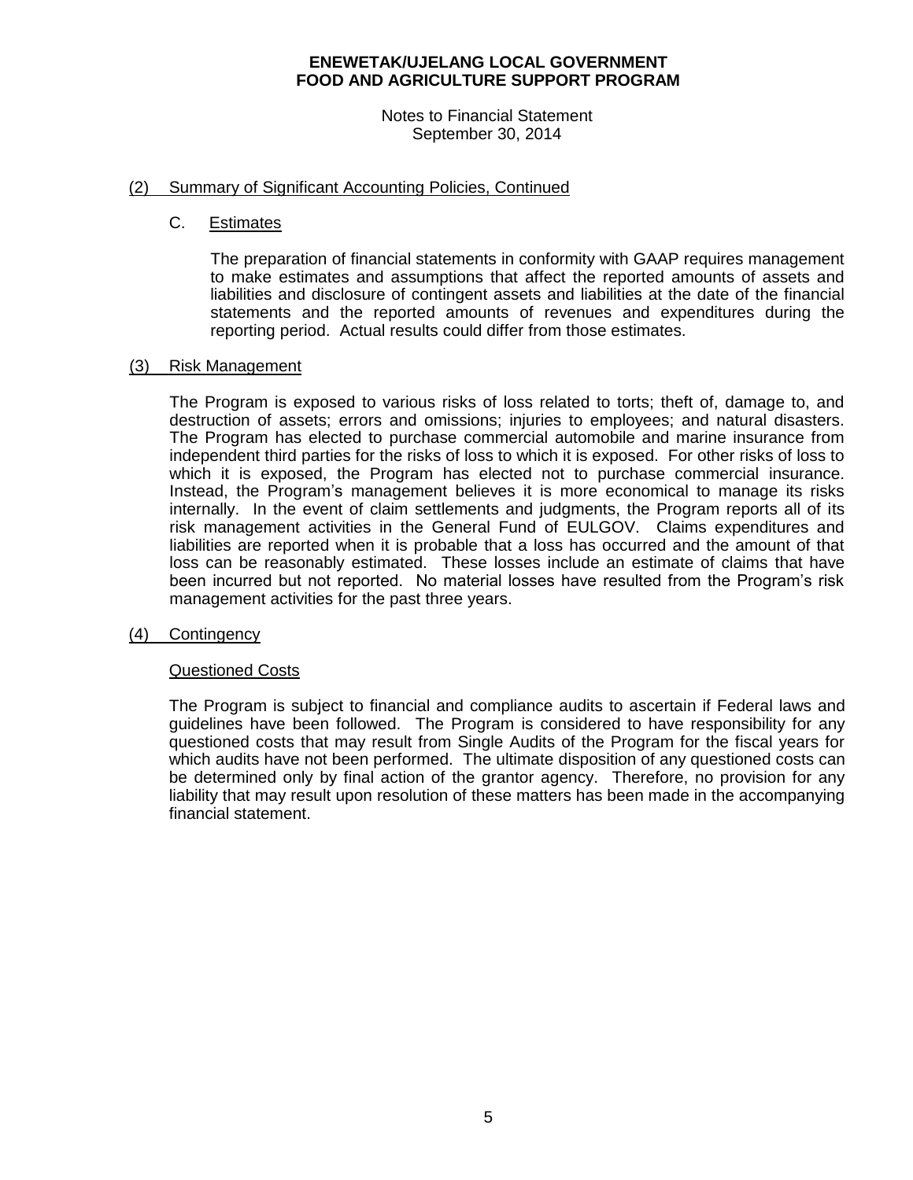# ENEWETAK/UJELANG LOCAL GOVERNMENT
# FOOD AND AGRICULTURE SUPPORT PROGRAM

Notes to Financial Statement
September 30, 2014

## (2) Summary of Significant Accounting Policies, Continued

### C. Estimates

The preparation of financial statements in conformity with GAAP requires management to make estimates and assumptions that affect the reported amounts of assets and liabilities and disclosure of contingent assets and liabilities at the date of the financial statements and the reported amounts of revenues and expenditures during the reporting period. Actual results could differ from those estimates.

## (3) Risk Management

The Program is exposed to various risks of loss related to torts; theft of, damage to, and destruction of assets; errors and omissions; injuries to employees; and natural disasters. The Program has elected to purchase commercial automobile and marine insurance from independent third parties for the risks of loss to which it is exposed. For other risks of loss to which it is exposed, the Program has elected not to purchase commercial insurance. Instead, the Program's management believes it is more economical to manage its risks internally. In the event of claim settlements and judgments, the Program reports all of its risk management activities in the General Fund of EULGOV. Claims expenditures and liabilities are reported when it is probable that a loss has occurred and the amount of that loss can be reasonably estimated. These losses include an estimate of claims that have been incurred but not reported. No material losses have resulted from the Program's risk management activities for the past three years.

## (4) Contingency

### Questioned Costs

The Program is subject to financial and compliance audits to ascertain if Federal laws and guidelines have been followed. The Program is considered to have responsibility for any questioned costs that may result from Single Audits of the Program for the fiscal years for which audits have not been performed. The ultimate disposition of any questioned costs can be determined only by final action of the grantor agency. Therefore, no provision for any liability that may result upon resolution of these matters has been made in the accompanying financial statement.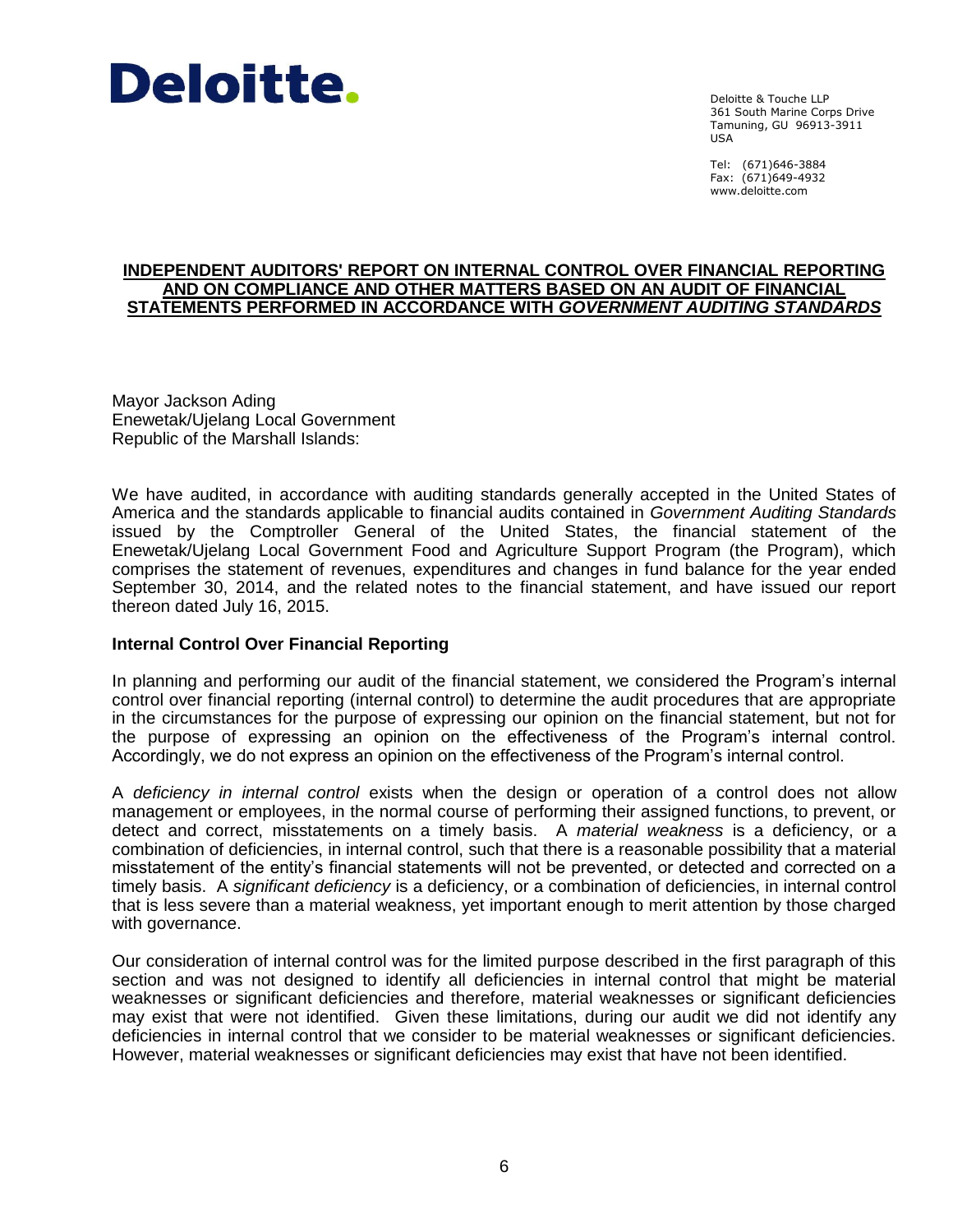**Deloitte.**

Deloitte & Touche LLP
361 South Marine Corps Drive
Tamuning, GU 96913-3911
USA

Tel: (671)646-3884
Fax: (671)649-4932
www.deloitte.com

**INDEPENDENT AUDITORS' REPORT ON INTERNAL CONTROL OVER FINANCIAL REPORTING AND ON COMPLIANCE AND OTHER MATTERS BASED ON AN AUDIT OF FINANCIAL STATEMENTS PERFORMED IN ACCORDANCE WITH *GOVERNMENT AUDITING STANDARDS***

Mayor Jackson Ading
Enewetak/Ujelang Local Government
Republic of the Marshall Islands:

We have audited, in accordance with auditing standards generally accepted in the United States of America and the standards applicable to financial audits contained in *Government Auditing Standards* issued by the Comptroller General of the United States, the financial statement of the Enewetak/Ujelang Local Government Food and Agriculture Support Program (the Program), which comprises the statement of revenues, expenditures and changes in fund balance for the year ended September 30, 2014, and the related notes to the financial statement, and have issued our report thereon dated July 16, 2015.

**Internal Control Over Financial Reporting**

In planning and performing our audit of the financial statement, we considered the Program's internal control over financial reporting (internal control) to determine the audit procedures that are appropriate in the circumstances for the purpose of expressing our opinion on the financial statement, but not for the purpose of expressing an opinion on the effectiveness of the Program's internal control. Accordingly, we do not express an opinion on the effectiveness of the Program's internal control.

A *deficiency in internal control* exists when the design or operation of a control does not allow management or employees, in the normal course of performing their assigned functions, to prevent, or detect and correct, misstatements on a timely basis. A *material weakness* is a deficiency, or a combination of deficiencies, in internal control, such that there is a reasonable possibility that a material misstatement of the entity's financial statements will not be prevented, or detected and corrected on a timely basis. A *significant deficiency* is a deficiency, or a combination of deficiencies, in internal control that is less severe than a material weakness, yet important enough to merit attention by those charged with governance.

Our consideration of internal control was for the limited purpose described in the first paragraph of this section and was not designed to identify all deficiencies in internal control that might be material weaknesses or significant deficiencies and therefore, material weaknesses or significant deficiencies may exist that were not identified. Given these limitations, during our audit we did not identify any deficiencies in internal control that we consider to be material weaknesses or significant deficiencies. However, material weaknesses or significant deficiencies may exist that have not been identified.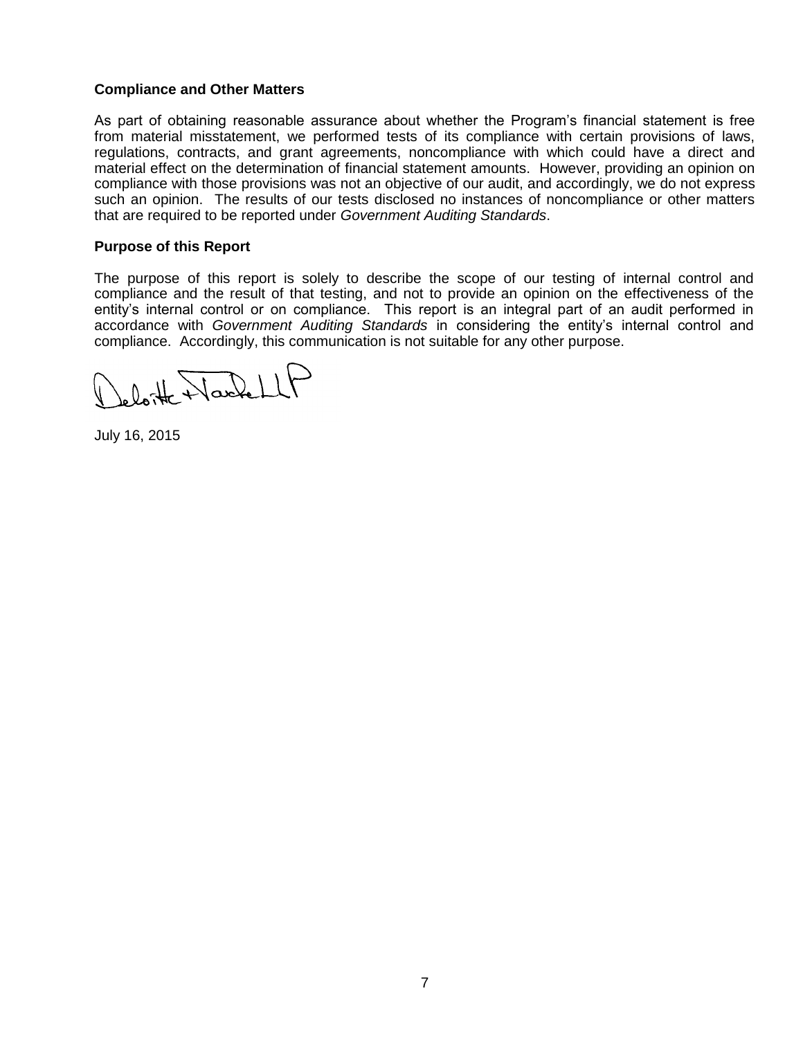**Compliance and Other Matters**

As part of obtaining reasonable assurance about whether the Program's financial statement is free from material misstatement, we performed tests of its compliance with certain provisions of laws, regulations, contracts, and grant agreements, noncompliance with which could have a direct and material effect on the determination of financial statement amounts. However, providing an opinion on compliance with those provisions was not an objective of our audit, and accordingly, we do not express such an opinion. The results of our tests disclosed no instances of noncompliance or other matters that are required to be reported under *Government Auditing Standards*.

**Purpose of this Report**

The purpose of this report is solely to describe the scope of our testing of internal control and compliance and the result of that testing, and not to provide an opinion on the effectiveness of the entity's internal control or on compliance. This report is an integral part of an audit performed in accordance with *Government Auditing Standards* in considering the entity's internal control and compliance. Accordingly, this communication is not suitable for any other purpose.

Deloitte & Touche LLP

July 16, 2015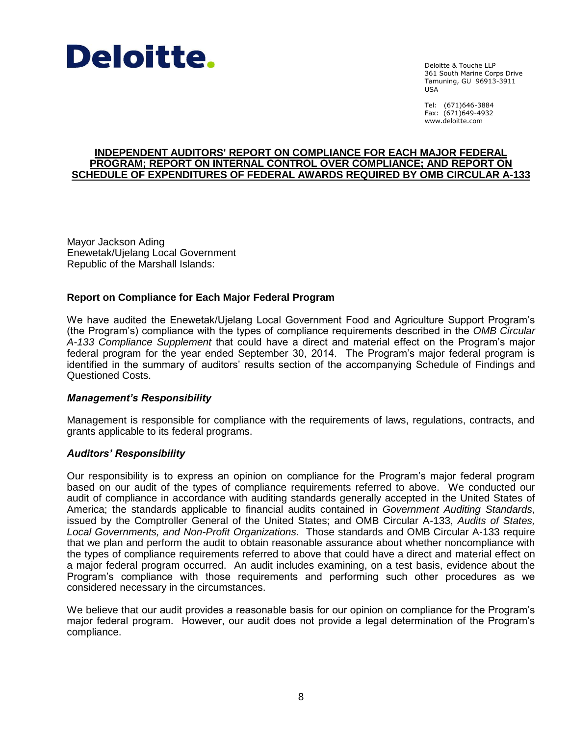Deloitte.

Deloitte & Touche LLP
361 South Marine Corps Drive
Tamuning, GU 96913-3911
USA

Tel: (671)646-3884
Fax: (671)649-4932
www.deloitte.com

# INDEPENDENT AUDITORS' REPORT ON COMPLIANCE FOR EACH MAJOR FEDERAL PROGRAM; REPORT ON INTERNAL CONTROL OVER COMPLIANCE; AND REPORT ON SCHEDULE OF EXPENDITURES OF FEDERAL AWARDS REQUIRED BY OMB CIRCULAR A-133

Mayor Jackson Ading
Enewetak/Ujelang Local Government
Republic of the Marshall Islands:

## Report on Compliance for Each Major Federal Program

We have audited the Enewetak/Ujelang Local Government Food and Agriculture Support Program's (the Program's) compliance with the types of compliance requirements described in the *OMB Circular A-133 Compliance Supplement* that could have a direct and material effect on the Program's major federal program for the year ended September 30, 2014. The Program's major federal program is identified in the summary of auditors' results section of the accompanying Schedule of Findings and Questioned Costs.

### *Management's Responsibility*

Management is responsible for compliance with the requirements of laws, regulations, contracts, and grants applicable to its federal programs.

### *Auditors' Responsibility*

Our responsibility is to express an opinion on compliance for the Program's major federal program based on our audit of the types of compliance requirements referred to above. We conducted our audit of compliance in accordance with auditing standards generally accepted in the United States of America; the standards applicable to financial audits contained in *Government Auditing Standards*, issued by the Comptroller General of the United States; and OMB Circular A-133, *Audits of States, Local Governments, and Non-Profit Organizations*. Those standards and OMB Circular A-133 require that we plan and perform the audit to obtain reasonable assurance about whether noncompliance with the types of compliance requirements referred to above that could have a direct and material effect on a major federal program occurred. An audit includes examining, on a test basis, evidence about the Program's compliance with those requirements and performing such other procedures as we considered necessary in the circumstances.

We believe that our audit provides a reasonable basis for our opinion on compliance for the Program's major federal program. However, our audit does not provide a legal determination of the Program's compliance.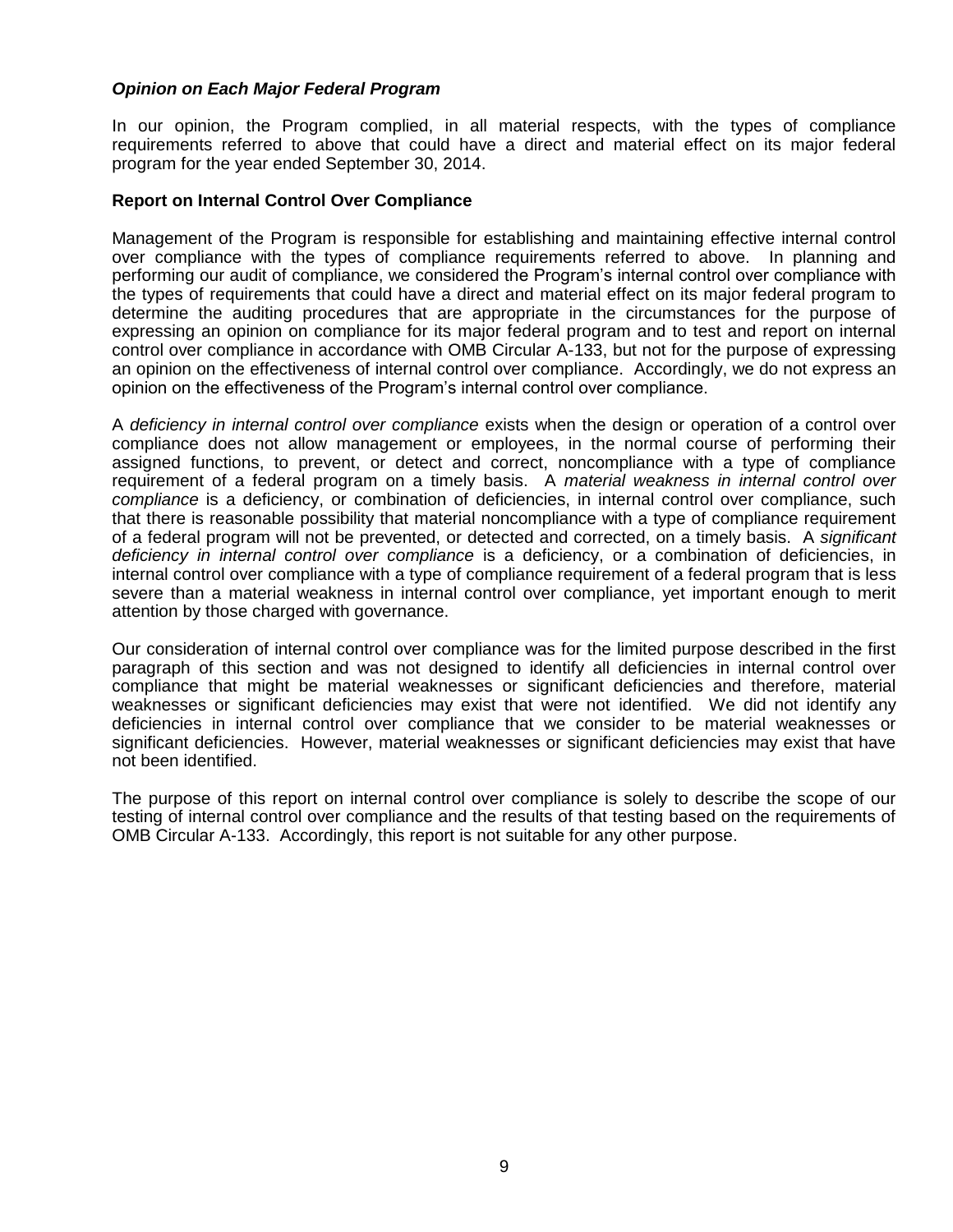***Opinion on Each Major Federal Program***

In our opinion, the Program complied, in all material respects, with the types of compliance requirements referred to above that could have a direct and material effect on its major federal program for the year ended September 30, 2014.

**Report on Internal Control Over Compliance**

Management of the Program is responsible for establishing and maintaining effective internal control over compliance with the types of compliance requirements referred to above. In planning and performing our audit of compliance, we considered the Program's internal control over compliance with the types of requirements that could have a direct and material effect on its major federal program to determine the auditing procedures that are appropriate in the circumstances for the purpose of expressing an opinion on compliance for its major federal program and to test and report on internal control over compliance in accordance with OMB Circular A-133, but not for the purpose of expressing an opinion on the effectiveness of internal control over compliance. Accordingly, we do not express an opinion on the effectiveness of the Program's internal control over compliance.

A *deficiency in internal control over compliance* exists when the design or operation of a control over compliance does not allow management or employees, in the normal course of performing their assigned functions, to prevent, or detect and correct, noncompliance with a type of compliance requirement of a federal program on a timely basis. A *material weakness in internal control over compliance* is a deficiency, or combination of deficiencies, in internal control over compliance, such that there is reasonable possibility that material noncompliance with a type of compliance requirement of a federal program will not be prevented, or detected and corrected, on a timely basis. A *significant deficiency in internal control over compliance* is a deficiency, or a combination of deficiencies, in internal control over compliance with a type of compliance requirement of a federal program that is less severe than a material weakness in internal control over compliance, yet important enough to merit attention by those charged with governance.

Our consideration of internal control over compliance was for the limited purpose described in the first paragraph of this section and was not designed to identify all deficiencies in internal control over compliance that might be material weaknesses or significant deficiencies and therefore, material weaknesses or significant deficiencies may exist that were not identified. We did not identify any deficiencies in internal control over compliance that we consider to be material weaknesses or significant deficiencies. However, material weaknesses or significant deficiencies may exist that have not been identified.

The purpose of this report on internal control over compliance is solely to describe the scope of our testing of internal control over compliance and the results of that testing based on the requirements of OMB Circular A-133. Accordingly, this report is not suitable for any other purpose.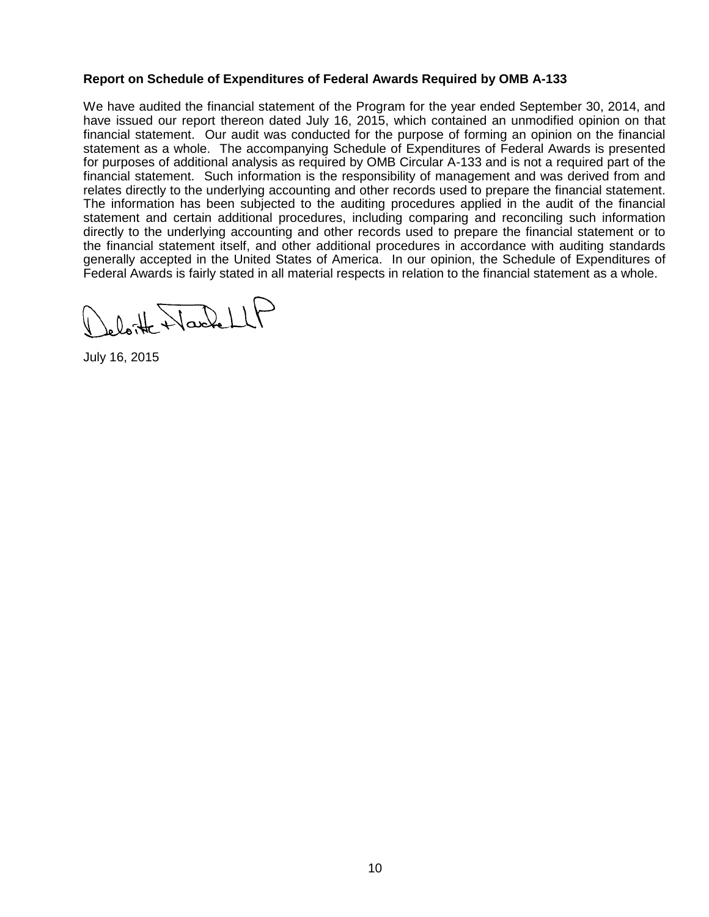**Report on Schedule of Expenditures of Federal Awards Required by OMB A-133**

We have audited the financial statement of the Program for the year ended September 30, 2014, and have issued our report thereon dated July 16, 2015, which contained an unmodified opinion on that financial statement. Our audit was conducted for the purpose of forming an opinion on the financial statement as a whole. The accompanying Schedule of Expenditures of Federal Awards is presented for purposes of additional analysis as required by OMB Circular A-133 and is not a required part of the financial statement. Such information is the responsibility of management and was derived from and relates directly to the underlying accounting and other records used to prepare the financial statement. The information has been subjected to the auditing procedures applied in the audit of the financial statement and certain additional procedures, including comparing and reconciling such information directly to the underlying accounting and other records used to prepare the financial statement or to the financial statement itself, and other additional procedures in accordance with auditing standards generally accepted in the United States of America. In our opinion, the Schedule of Expenditures of Federal Awards is fairly stated in all material respects in relation to the financial statement as a whole.

Deloitte & Touche LLP

July 16, 2015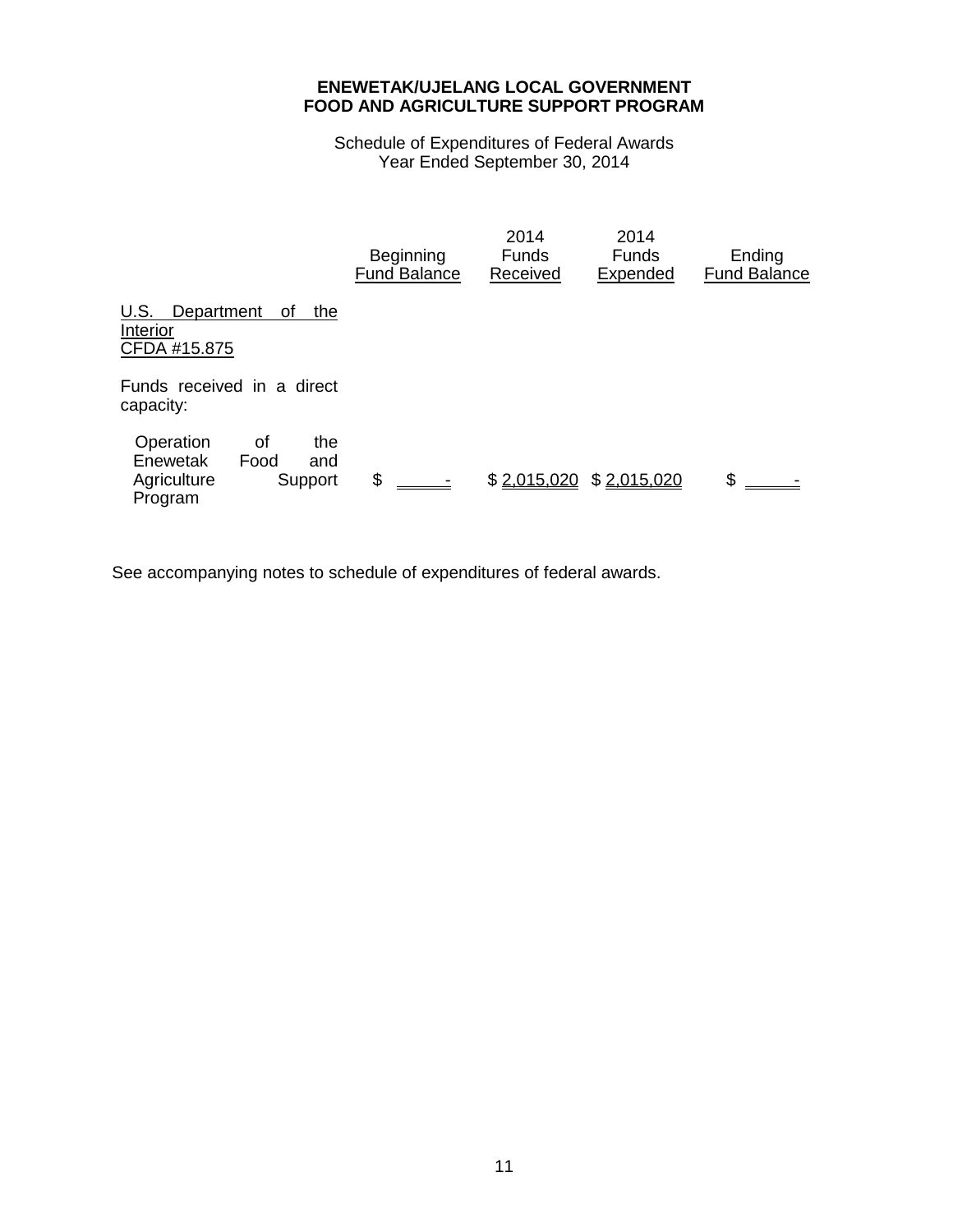**ENEWETAK/UJELANG LOCAL GOVERNMENT**
**FOOD AND AGRICULTURE SUPPORT PROGRAM**

Schedule of Expenditures of Federal Awards
Year Ended September 30, 2014

| | Beginning Fund Balance | 2014 Funds Received | 2014 Funds Expended | Ending Fund Balance |
|---|---|---|---|---|
| U.S. Department of the Interior CFDA #15.875 | | | | |
| Funds received in a direct capacity: | | | | |
| Operation of the Enewetak Food and Agriculture Support Program | $ - | $ 2,015,020 | $ 2,015,020 | $ - |

See accompanying notes to schedule of expenditures of federal awards.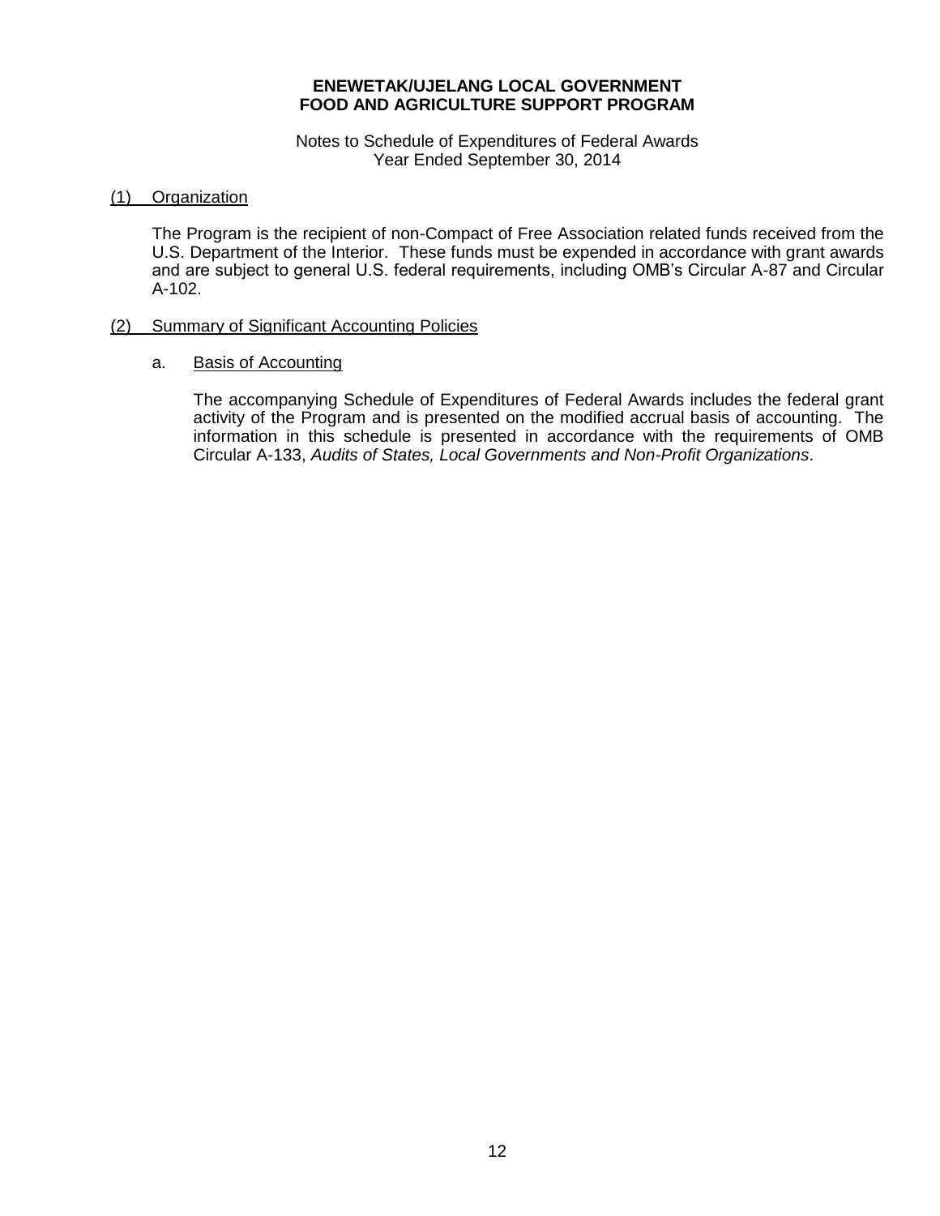**ENEWETAK/UJELANG LOCAL GOVERNMENT**
**FOOD AND AGRICULTURE SUPPORT PROGRAM**

Notes to Schedule of Expenditures of Federal Awards
Year Ended September 30, 2014

(1) Organization

The Program is the recipient of non-Compact of Free Association related funds received from the U.S. Department of the Interior. These funds must be expended in accordance with grant awards and are subject to general U.S. federal requirements, including OMB's Circular A-87 and Circular A-102.

(2) Summary of Significant Accounting Policies

a. Basis of Accounting

The accompanying Schedule of Expenditures of Federal Awards includes the federal grant activity of the Program and is presented on the modified accrual basis of accounting. The information in this schedule is presented in accordance with the requirements of OMB Circular A-133, *Audits of States, Local Governments and Non-Profit Organizations*.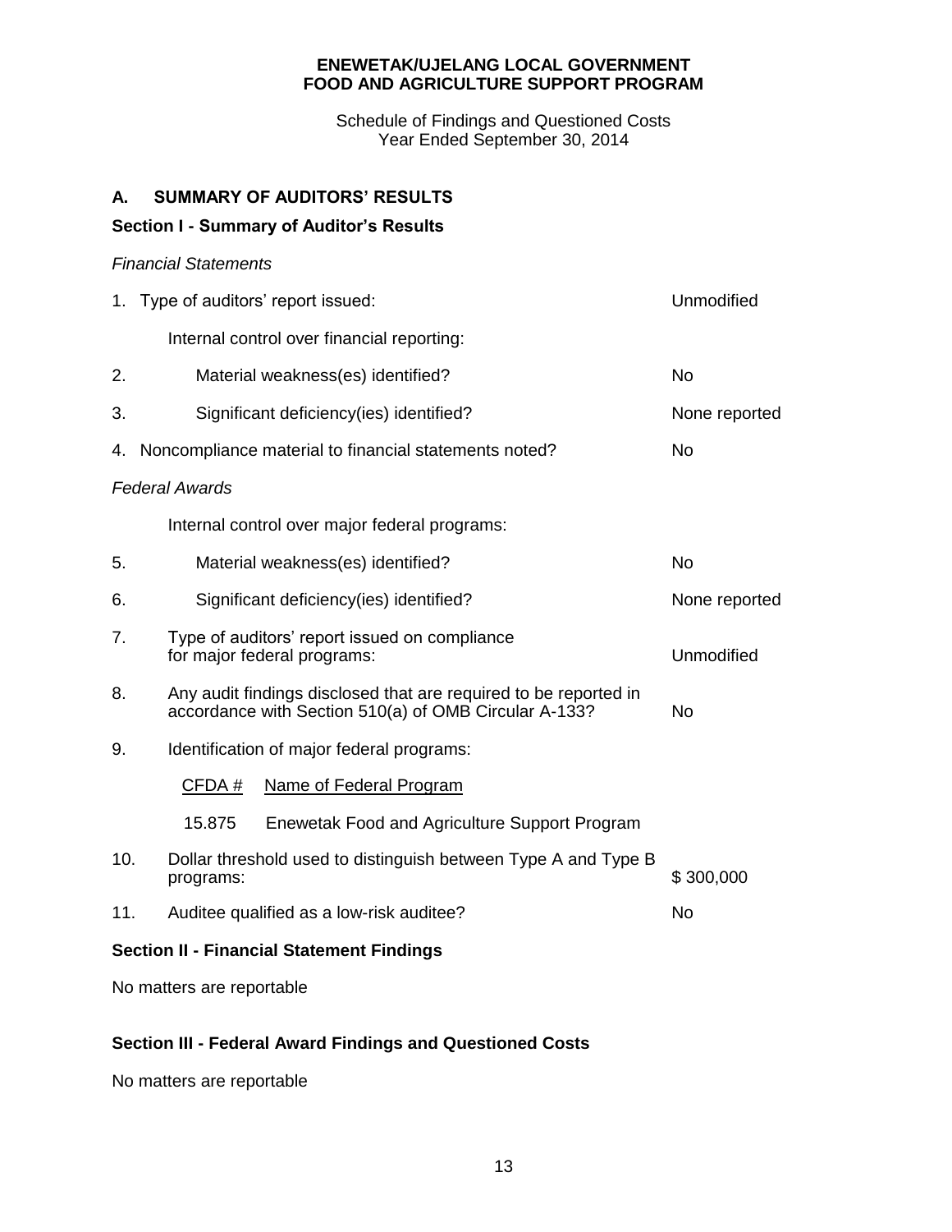**ENEWETAK/UJELANG LOCAL GOVERNMENT**
**FOOD AND AGRICULTURE SUPPORT PROGRAM**

Schedule of Findings and Questioned Costs
Year Ended September 30, 2014

## A. SUMMARY OF AUDITORS' RESULTS

### Section I - Summary of Auditor's Results

*Financial Statements*

| | | |
|---|---|---|
| 1. | Type of auditors' report issued: | Unmodified |
| | Internal control over financial reporting: | |
| 2. | Material weakness(es) identified? | No |
| 3. | Significant deficiency(ies) identified? | None reported |
| 4. | Noncompliance material to financial statements noted? | No |

*Federal Awards*

| | | |
|---|---|---|
| | Internal control over major federal programs: | |
| 5. | Material weakness(es) identified? | No |
| 6. | Significant deficiency(ies) identified? | None reported |
| 7. | Type of auditors' report issued on compliance for major federal programs: | Unmodified |
| 8. | Any audit findings disclosed that are required to be reported in accordance with Section 510(a) of OMB Circular A-133? | No |
| 9. | Identification of major federal programs: | |
| 10. | Dollar threshold used to distinguish between Type A and Type B programs: | $ 300,000 |
| 11. | Auditee qualified as a low-risk auditee? | No |

Major federal programs (item 9):

| CFDA # | Name of Federal Program |
|---|---|
| 15.875 | Enewetak Food and Agriculture Support Program |

### Section II - Financial Statement Findings

No matters are reportable

### Section III - Federal Award Findings and Questioned Costs

No matters are reportable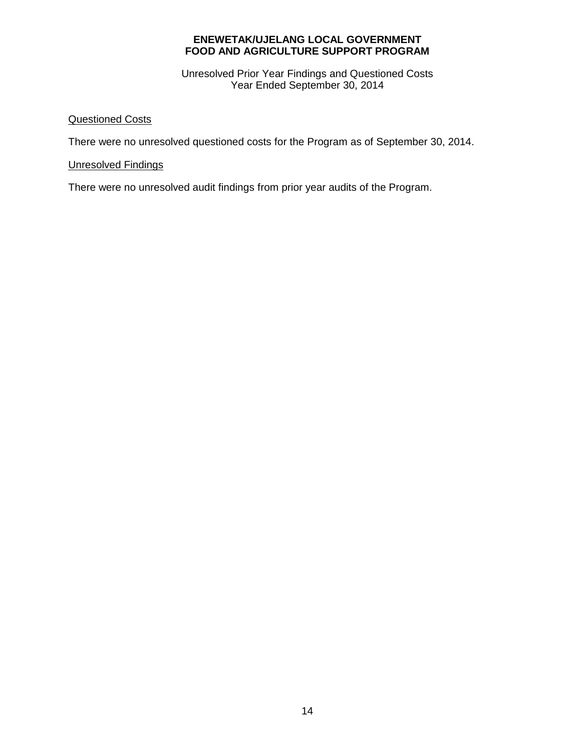**ENEWETAK/UJELANG LOCAL GOVERNMENT**
**FOOD AND AGRICULTURE SUPPORT PROGRAM**

Unresolved Prior Year Findings and Questioned Costs
Year Ended September 30, 2014

Questioned Costs

There were no unresolved questioned costs for the Program as of September 30, 2014.

Unresolved Findings

There were no unresolved audit findings from prior year audits of the Program.